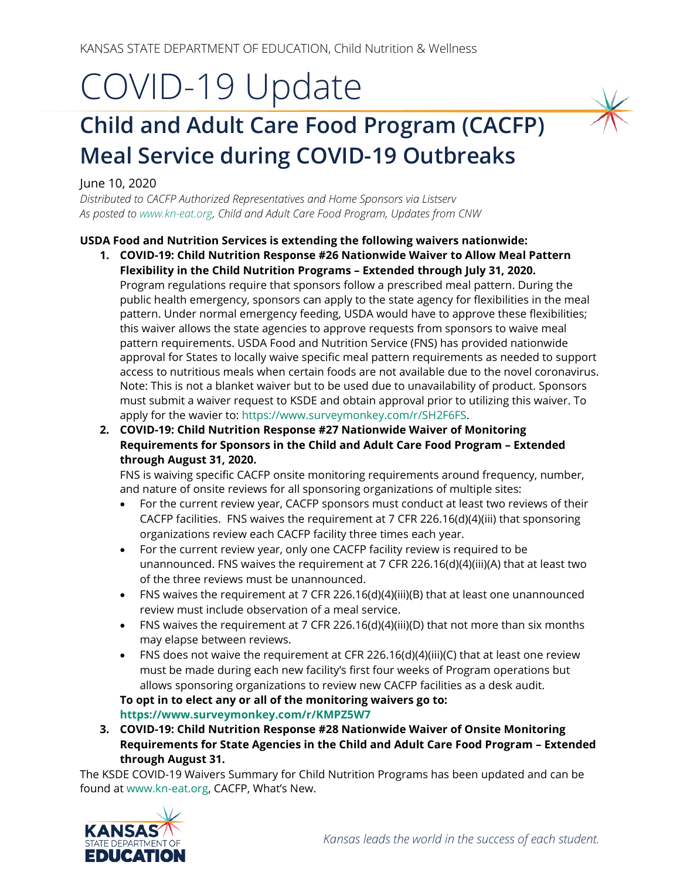KANSAS STATE DEPARTMENT OF EDUCATION, Child Nutrition & Wellness

# COVID-19 Update

## Child and Adult Care Food Program (CACFP) Meal Service during COVID-19 Outbreaks

June 10, 2020

*Distributed to CACFP Authorized Representatives and Home Sponsors via Listserv*
*As posted to www.kn-eat.org, Child and Adult Care Food Program, Updates from CNW*

**USDA Food and Nutrition Services is extending the following waivers nationwide:**

1. **COVID-19: Child Nutrition Response #26 Nationwide Waiver to Allow Meal Pattern Flexibility in the Child Nutrition Programs – Extended through July 31, 2020.**
   Program regulations require that sponsors follow a prescribed meal pattern. During the public health emergency, sponsors can apply to the state agency for flexibilities in the meal pattern. Under normal emergency feeding, USDA would have to approve these flexibilities; this waiver allows the state agencies to approve requests from sponsors to waive meal pattern requirements. USDA Food and Nutrition Service (FNS) has provided nationwide approval for States to locally waive specific meal pattern requirements as needed to support access to nutritious meals when certain foods are not available due to the novel coronavirus. Note: This is not a blanket waiver but to be used due to unavailability of product. Sponsors must submit a waiver request to KSDE and obtain approval prior to utilizing this waiver. To apply for the wavier to: https://www.surveymonkey.com/r/SH2F6FS.

2. **COVID-19: Child Nutrition Response #27 Nationwide Waiver of Monitoring Requirements for Sponsors in the Child and Adult Care Food Program – Extended through August 31, 2020.**
   FNS is waiving specific CACFP onsite monitoring requirements around frequency, number, and nature of onsite reviews for all sponsoring organizations of multiple sites:
   - For the current review year, CACFP sponsors must conduct at least two reviews of their CACFP facilities. FNS waives the requirement at 7 CFR 226.16(d)(4)(iii) that sponsoring organizations review each CACFP facility three times each year.
   - For the current review year, only one CACFP facility review is required to be unannounced. FNS waives the requirement at 7 CFR 226.16(d)(4)(iii)(A) that at least two of the three reviews must be unannounced.
   - FNS waives the requirement at 7 CFR 226.16(d)(4)(iii)(B) that at least one unannounced review must include observation of a meal service.
   - FNS waives the requirement at 7 CFR 226.16(d)(4)(iii)(D) that not more than six months may elapse between reviews.
   - FNS does not waive the requirement at CFR 226.16(d)(4)(iii)(C) that at least one review must be made during each new facility's first four weeks of Program operations but allows sponsoring organizations to review new CACFP facilities as a desk audit.

   **To opt in to elect any or all of the monitoring waivers go to:**
   **https://www.surveymonkey.com/r/KMPZ5W7**

3. **COVID-19: Child Nutrition Response #28 Nationwide Waiver of Onsite Monitoring Requirements for State Agencies in the Child and Adult Care Food Program – Extended through August 31.**

The KSDE COVID-19 Waivers Summary for Child Nutrition Programs has been updated and can be found at www.kn-eat.org, CACFP, What's New.

KANSAS STATE DEPARTMENT OF EDUCATION

*Kansas leads the world in the success of each student.*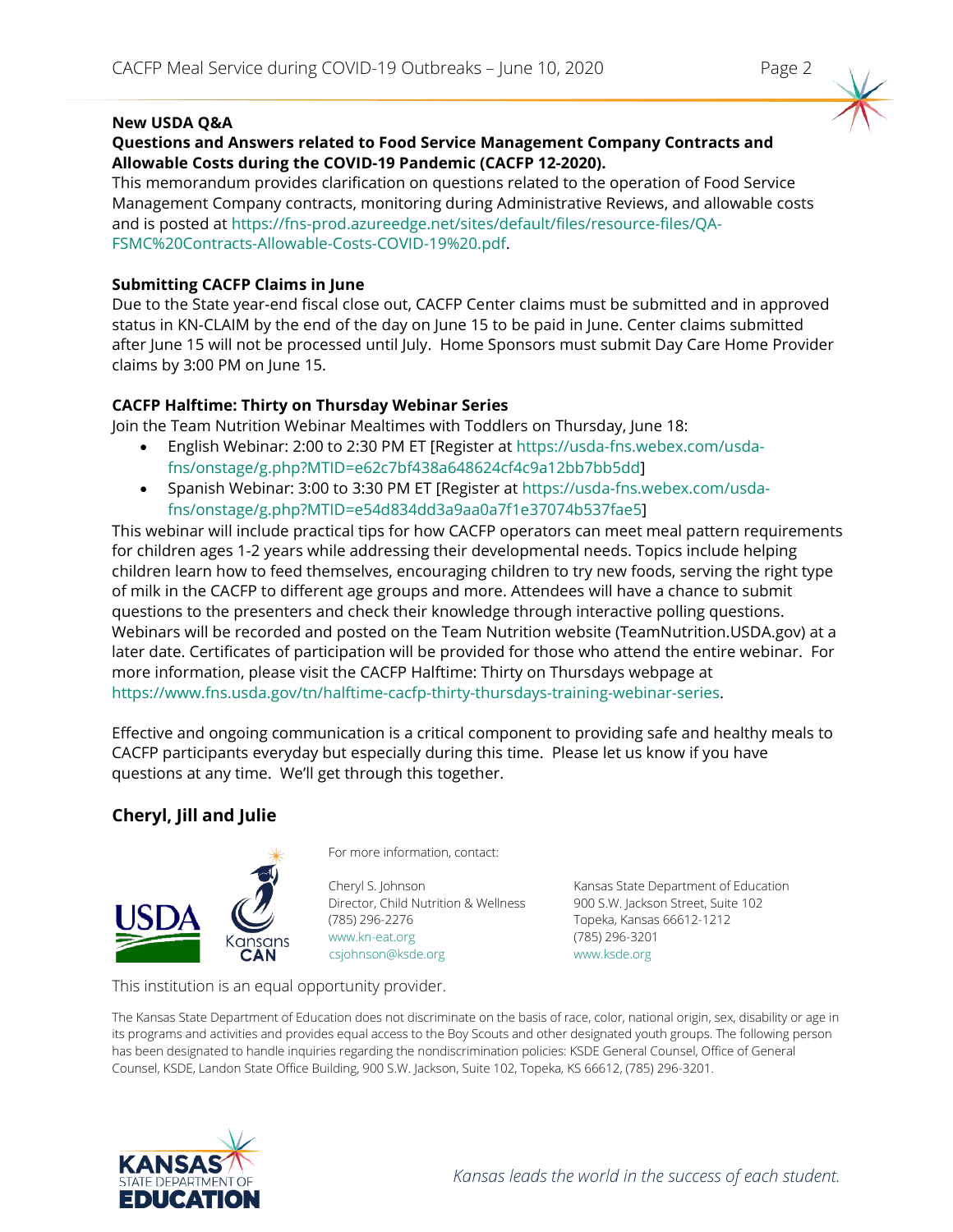**New USDA Q&A**

**Questions and Answers related to Food Service Management Company Contracts and Allowable Costs during the COVID-19 Pandemic (CACFP 12-2020).**

This memorandum provides clarification on questions related to the operation of Food Service Management Company contracts, monitoring during Administrative Reviews, and allowable costs and is posted at https://fns-prod.azureedge.net/sites/default/files/resource-files/QA-FSMC%20Contracts-Allowable-Costs-COVID-19%20.pdf.

**Submitting CACFP Claims in June**

Due to the State year-end fiscal close out, CACFP Center claims must be submitted and in approved status in KN-CLAIM by the end of the day on June 15 to be paid in June. Center claims submitted after June 15 will not be processed until July. Home Sponsors must submit Day Care Home Provider claims by 3:00 PM on June 15.

**CACFP Halftime: Thirty on Thursday Webinar Series**

Join the Team Nutrition Webinar Mealtimes with Toddlers on Thursday, June 18:

- English Webinar: 2:00 to 2:30 PM ET [Register at https://usda-fns.webex.com/usda-fns/onstage/g.php?MTID=e62c7bf438a648624cf4c9a12bb7bb5dd]
- Spanish Webinar: 3:00 to 3:30 PM ET [Register at https://usda-fns.webex.com/usda-fns/onstage/g.php?MTID=e54d834dd3a9aa0a7f1e37074b537fae5]

This webinar will include practical tips for how CACFP operators can meet meal pattern requirements for children ages 1-2 years while addressing their developmental needs. Topics include helping children learn how to feed themselves, encouraging children to try new foods, serving the right type of milk in the CACFP to different age groups and more. Attendees will have a chance to submit questions to the presenters and check their knowledge through interactive polling questions. Webinars will be recorded and posted on the Team Nutrition website (TeamNutrition.USDA.gov) at a later date. Certificates of participation will be provided for those who attend the entire webinar. For more information, please visit the CACFP Halftime: Thirty on Thursdays webpage at https://www.fns.usda.gov/tn/halftime-cacfp-thirty-thursdays-training-webinar-series.

Effective and ongoing communication is a critical component to providing safe and healthy meals to CACFP participants everyday but especially during this time. Please let us know if you have questions at any time. We'll get through this together.

**Cheryl, Jill and Julie**

For more information, contact:

Cheryl S. Johnson
Director, Child Nutrition & Wellness
(785) 296-2276
www.kn-eat.org
csjohnson@ksde.org

Kansas State Department of Education
900 S.W. Jackson Street, Suite 102
Topeka, Kansas 66612-1212
(785) 296-3201
www.ksde.org

This institution is an equal opportunity provider.

The Kansas State Department of Education does not discriminate on the basis of race, color, national origin, sex, disability or age in its programs and activities and provides equal access to the Boy Scouts and other designated youth groups. The following person has been designated to handle inquiries regarding the nondiscrimination policies: KSDE General Counsel, Office of General Counsel, KSDE, Landon State Office Building, 900 S.W. Jackson, Suite 102, Topeka, KS 66612, (785) 296-3201.

*Kansas leads the world in the success of each student.*